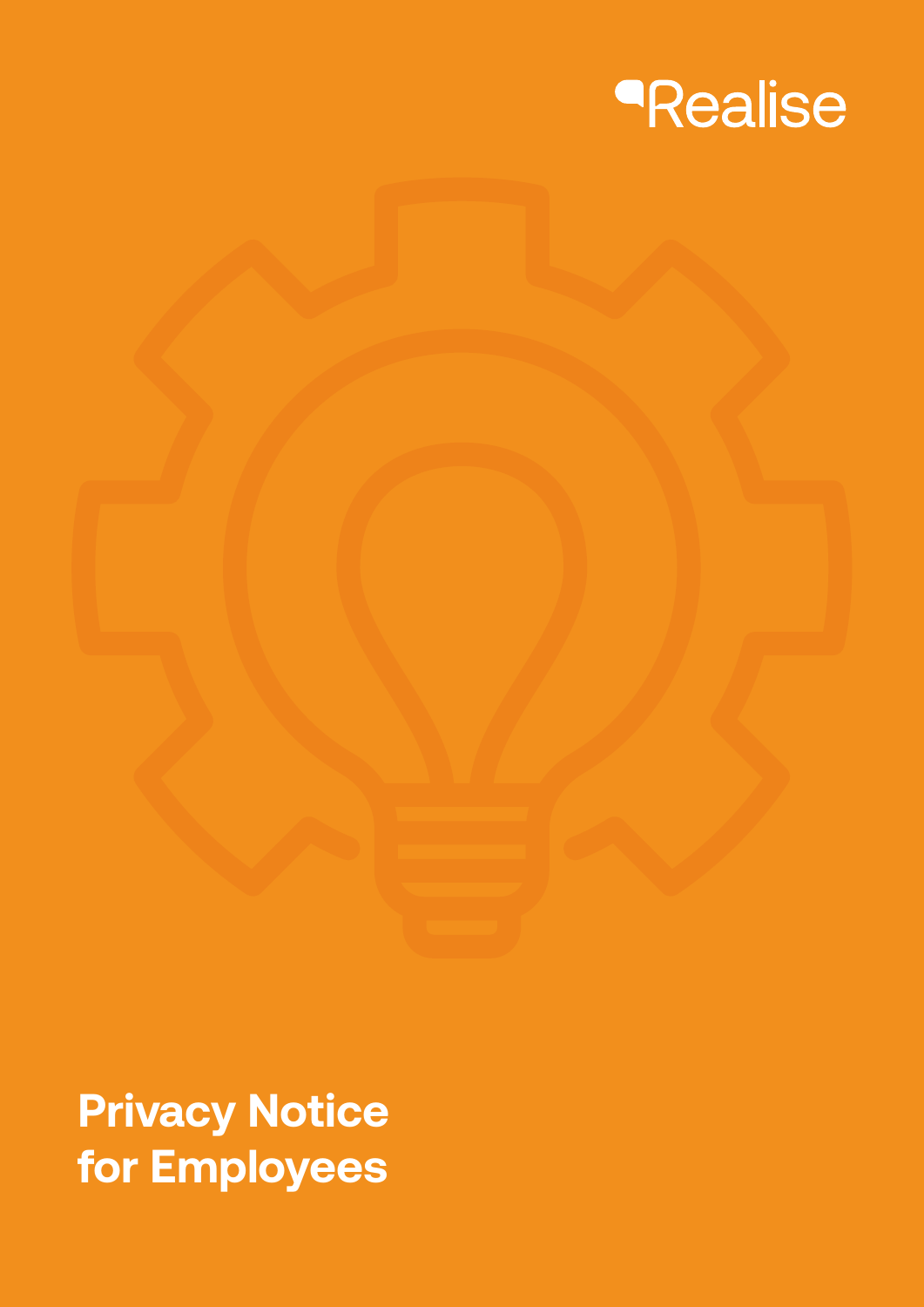Realise

# Privacy Notice for Employees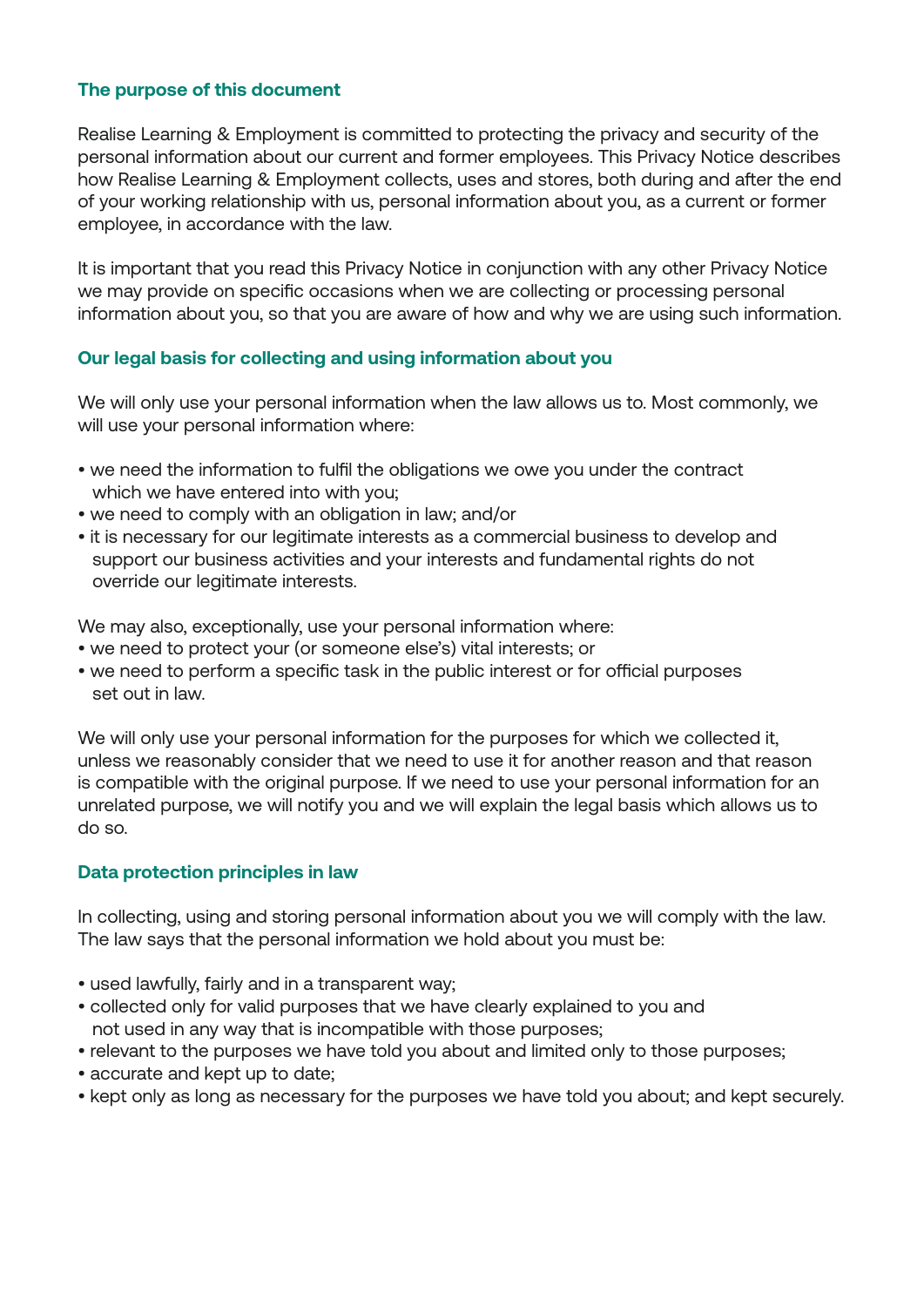## The purpose of this document

Realise Learning & Employment is committed to protecting the privacy and security of the personal information about our current and former employees. This Privacy Notice describes how Realise Learning & Employment collects, uses and stores, both during and after the end of your working relationship with us, personal information about you, as a current or former employee, in accordance with the law.

It is important that you read this Privacy Notice in conjunction with any other Privacy Notice we may provide on specific occasions when we are collecting or processing personal information about you, so that you are aware of how and why we are using such information.

## Our legal basis for collecting and using information about you

We will only use your personal information when the law allows us to. Most commonly, we will use your personal information where:

- we need the information to fulfil the obligations we owe you under the contract which we have entered into with you;
- we need to comply with an obligation in law; and/or
- it is necessary for our legitimate interests as a commercial business to develop and support our business activities and your interests and fundamental rights do not override our legitimate interests.

We may also, exceptionally, use your personal information where:

- we need to protect your (or someone else's) vital interests; or
- we need to perform a specific task in the public interest or for official purposes set out in law.

We will only use your personal information for the purposes for which we collected it, unless we reasonably consider that we need to use it for another reason and that reason is compatible with the original purpose. If we need to use your personal information for an unrelated purpose, we will notify you and we will explain the legal basis which allows us to do so.

## Data protection principles in law

In collecting, using and storing personal information about you we will comply with the law. The law says that the personal information we hold about you must be:

- used lawfully, fairly and in a transparent way;
- collected only for valid purposes that we have clearly explained to you and not used in any way that is incompatible with those purposes;
- relevant to the purposes we have told you about and limited only to those purposes;
- accurate and kept up to date;
- kept only as long as necessary for the purposes we have told you about; and kept securely.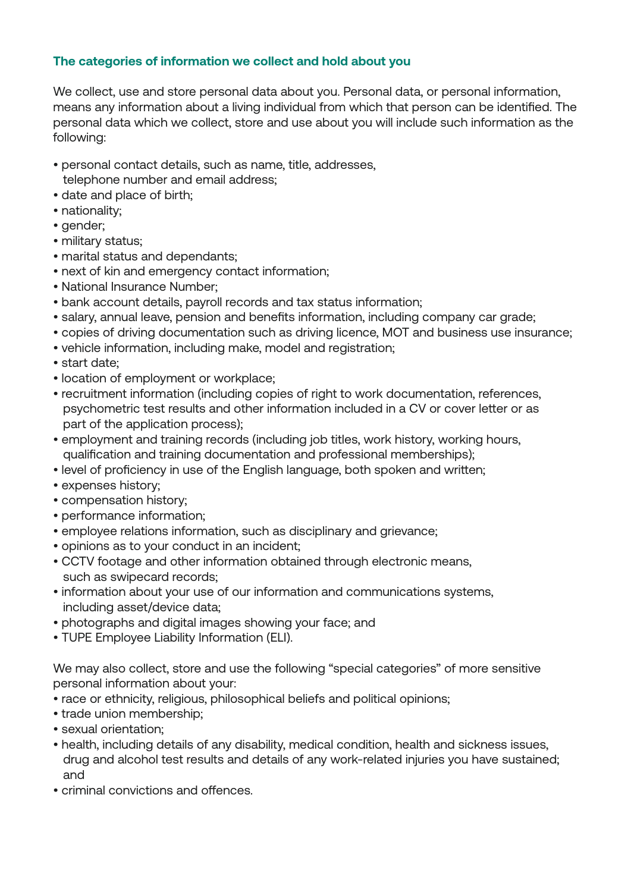## The categories of information we collect and hold about you

We collect, use and store personal data about you. Personal data, or personal information, means any information about a living individual from which that person can be identified. The personal data which we collect, store and use about you will include such information as the following:

- personal contact details, such as name, title, addresses, telephone number and email address;
- date and place of birth;
- nationality;
- gender;
- military status;
- marital status and dependants;
- next of kin and emergency contact information;
- National Insurance Number;
- bank account details, payroll records and tax status information;
- salary, annual leave, pension and benefits information, including company car grade;
- copies of driving documentation such as driving licence, MOT and business use insurance;
- vehicle information, including make, model and registration;
- start date;
- location of employment or workplace;
- recruitment information (including copies of right to work documentation, references, psychometric test results and other information included in a CV or cover letter or as part of the application process);
- employment and training records (including job titles, work history, working hours, qualification and training documentation and professional memberships);
- level of proficiency in use of the English language, both spoken and written;
- expenses history;
- compensation history;
- performance information;
- employee relations information, such as disciplinary and grievance;
- opinions as to your conduct in an incident;
- CCTV footage and other information obtained through electronic means, such as swipecard records;
- information about your use of our information and communications systems, including asset/device data;
- photographs and digital images showing your face; and
- TUPE Employee Liability Information (ELI).

We may also collect, store and use the following "special categories" of more sensitive personal information about your:

- race or ethnicity, religious, philosophical beliefs and political opinions;
- trade union membership;
- sexual orientation;
- health, including details of any disability, medical condition, health and sickness issues, drug and alcohol test results and details of any work-related injuries you have sustained; and
- criminal convictions and offences.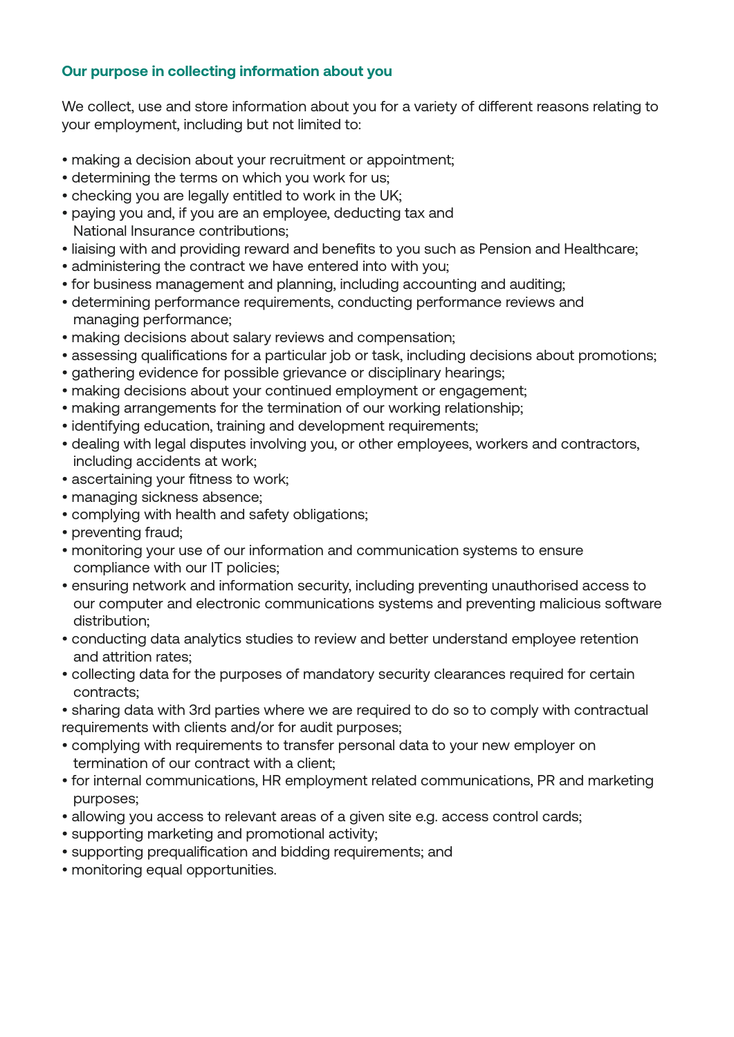### Our purpose in collecting information about you

We collect, use and store information about you for a variety of different reasons relating to your employment, including but not limited to:

- making a decision about your recruitment or appointment;
- determining the terms on which you work for us;
- checking you are legally entitled to work in the UK;
- paying you and, if you are an employee, deducting tax and National Insurance contributions;
- liaising with and providing reward and benefits to you such as Pension and Healthcare;
- administering the contract we have entered into with you;
- for business management and planning, including accounting and auditing;
- determining performance requirements, conducting performance reviews and managing performance;
- making decisions about salary reviews and compensation;
- assessing qualifications for a particular job or task, including decisions about promotions;
- gathering evidence for possible grievance or disciplinary hearings;
- making decisions about your continued employment or engagement;
- making arrangements for the termination of our working relationship;
- identifying education, training and development requirements;
- dealing with legal disputes involving you, or other employees, workers and contractors, including accidents at work;
- ascertaining your fitness to work;
- managing sickness absence;
- complying with health and safety obligations;
- preventing fraud;
- monitoring your use of our information and communication systems to ensure compliance with our IT policies;
- ensuring network and information security, including preventing unauthorised access to our computer and electronic communications systems and preventing malicious software distribution;
- conducting data analytics studies to review and better understand employee retention and attrition rates;
- collecting data for the purposes of mandatory security clearances required for certain contracts;
- sharing data with 3rd parties where we are required to do so to comply with contractual requirements with clients and/or for audit purposes;
- complying with requirements to transfer personal data to your new employer on termination of our contract with a client;
- for internal communications, HR employment related communications, PR and marketing purposes;
- allowing you access to relevant areas of a given site e.g. access control cards;
- supporting marketing and promotional activity;
- supporting prequalification and bidding requirements; and
- monitoring equal opportunities.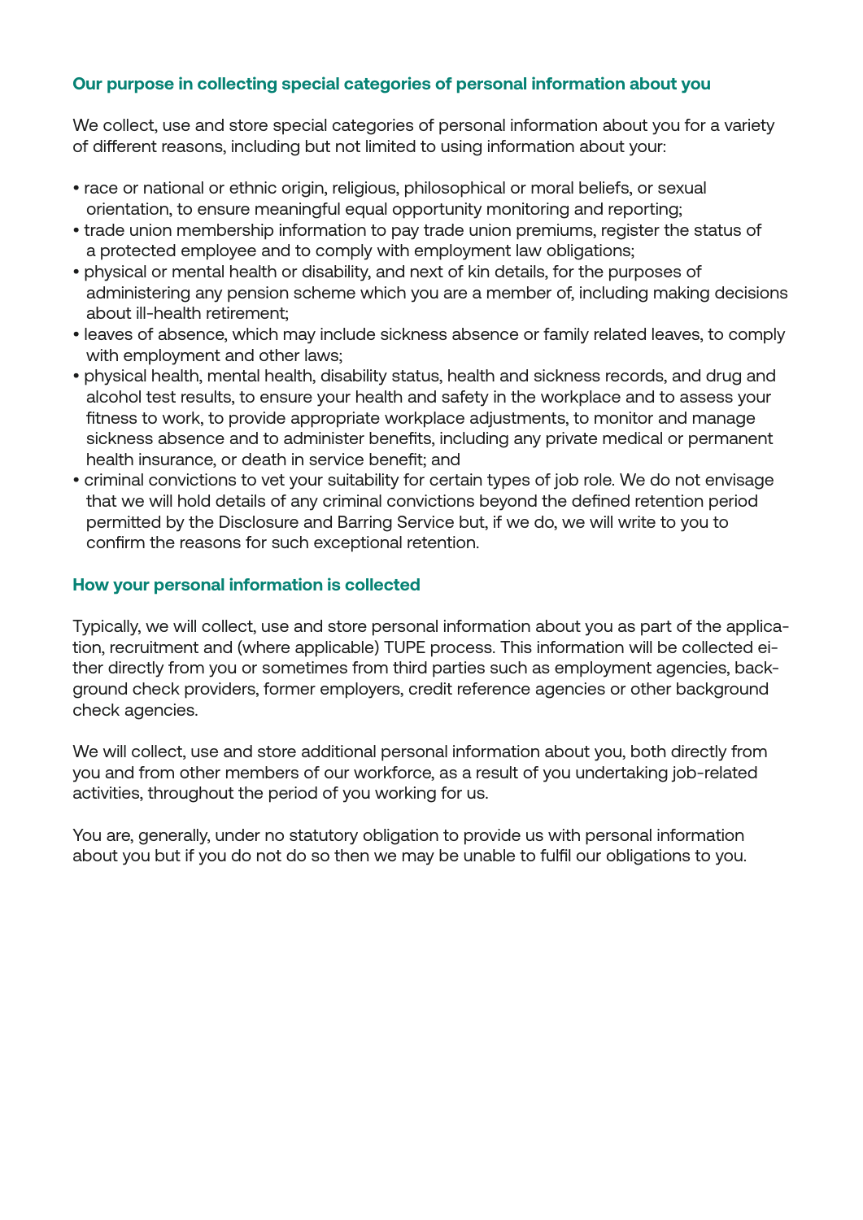### Our purpose in collecting special categories of personal information about you

We collect, use and store special categories of personal information about you for a variety of different reasons, including but not limited to using information about your:

- race or national or ethnic origin, religious, philosophical or moral beliefs, or sexual orientation, to ensure meaningful equal opportunity monitoring and reporting;
- trade union membership information to pay trade union premiums, register the status of a protected employee and to comply with employment law obligations;
- physical or mental health or disability, and next of kin details, for the purposes of administering any pension scheme which you are a member of, including making decisions about ill-health retirement;
- leaves of absence, which may include sickness absence or family related leaves, to comply with employment and other laws;
- physical health, mental health, disability status, health and sickness records, and drug and alcohol test results, to ensure your health and safety in the workplace and to assess your fitness to work, to provide appropriate workplace adjustments, to monitor and manage sickness absence and to administer benefits, including any private medical or permanent health insurance, or death in service benefit; and
- criminal convictions to vet your suitability for certain types of job role. We do not envisage that we will hold details of any criminal convictions beyond the defined retention period permitted by the Disclosure and Barring Service but, if we do, we will write to you to confirm the reasons for such exceptional retention.

### How your personal information is collected

Typically, we will collect, use and store personal information about you as part of the application, recruitment and (where applicable) TUPE process. This information will be collected either directly from you or sometimes from third parties such as employment agencies, background check providers, former employers, credit reference agencies or other background check agencies.

We will collect, use and store additional personal information about you, both directly from you and from other members of our workforce, as a result of you undertaking job-related activities, throughout the period of you working for us.

You are, generally, under no statutory obligation to provide us with personal information about you but if you do not do so then we may be unable to fulfil our obligations to you.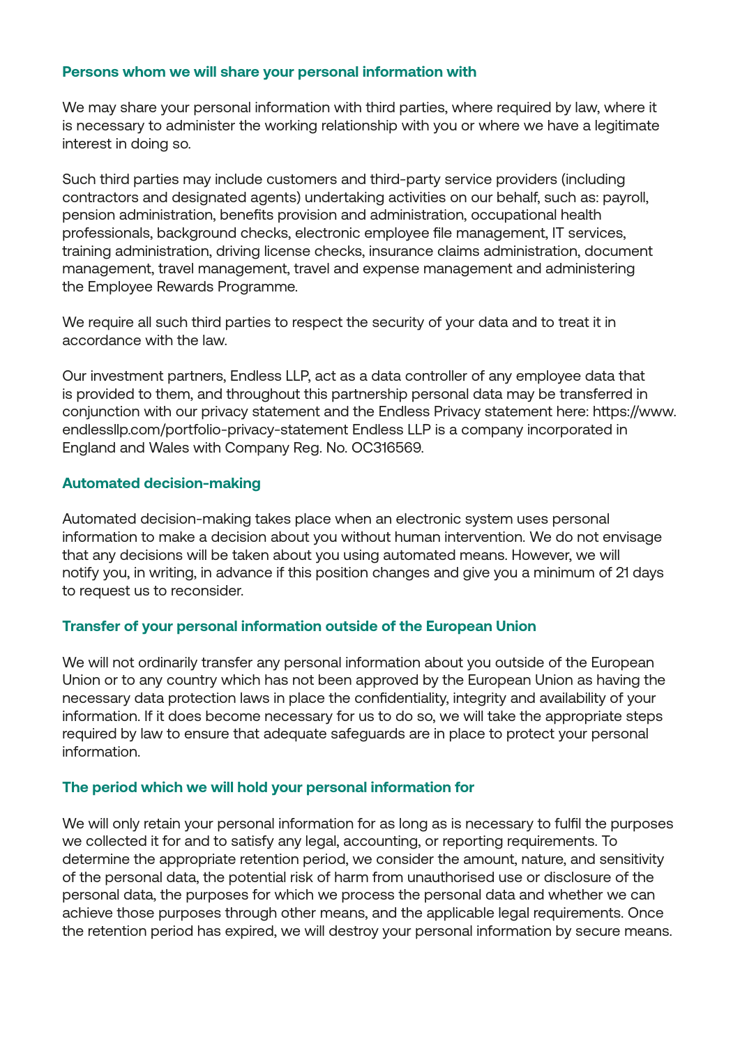### Persons whom we will share your personal information with

We may share your personal information with third parties, where required by law, where it is necessary to administer the working relationship with you or where we have a legitimate interest in doing so.

Such third parties may include customers and third-party service providers (including contractors and designated agents) undertaking activities on our behalf, such as: payroll, pension administration, benefits provision and administration, occupational health professionals, background checks, electronic employee file management, IT services, training administration, driving license checks, insurance claims administration, document management, travel management, travel and expense management and administering the Employee Rewards Programme.

We require all such third parties to respect the security of your data and to treat it in accordance with the law.

Our investment partners, Endless LLP, act as a data controller of any employee data that is provided to them, and throughout this partnership personal data may be transferred in conjunction with our privacy statement and the Endless Privacy statement here: https://www.endlessllp.com/portfolio-privacy-statement Endless LLP is a company incorporated in England and Wales with Company Reg. No. OC316569.

### Automated decision-making

Automated decision-making takes place when an electronic system uses personal information to make a decision about you without human intervention. We do not envisage that any decisions will be taken about you using automated means. However, we will notify you, in writing, in advance if this position changes and give you a minimum of 21 days to request us to reconsider.

### Transfer of your personal information outside of the European Union

We will not ordinarily transfer any personal information about you outside of the European Union or to any country which has not been approved by the European Union as having the necessary data protection laws in place the confidentiality, integrity and availability of your information. If it does become necessary for us to do so, we will take the appropriate steps required by law to ensure that adequate safeguards are in place to protect your personal information.

### The period which we will hold your personal information for

We will only retain your personal information for as long as is necessary to fulfil the purposes we collected it for and to satisfy any legal, accounting, or reporting requirements. To determine the appropriate retention period, we consider the amount, nature, and sensitivity of the personal data, the potential risk of harm from unauthorised use or disclosure of the personal data, the purposes for which we process the personal data and whether we can achieve those purposes through other means, and the applicable legal requirements. Once the retention period has expired, we will destroy your personal information by secure means.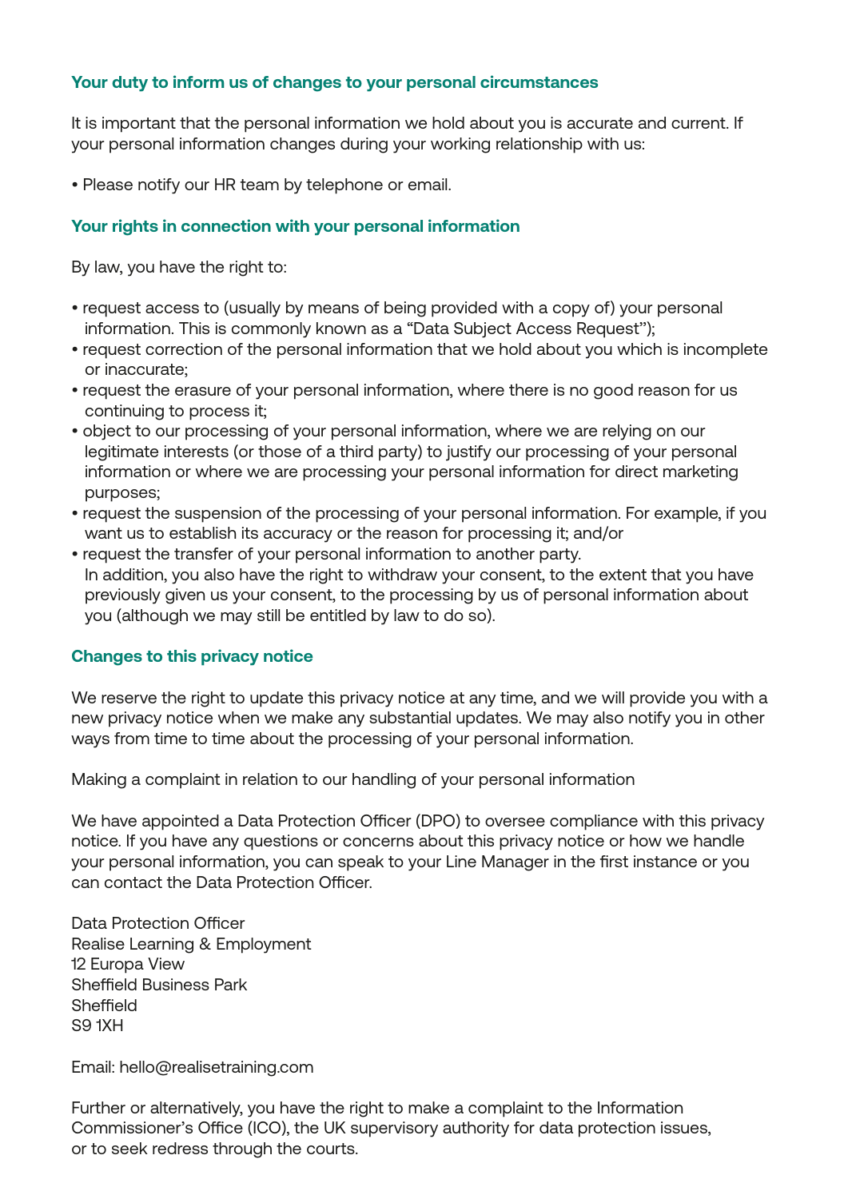### Your duty to inform us of changes to your personal circumstances

It is important that the personal information we hold about you is accurate and current. If your personal information changes during your working relationship with us:

- Please notify our HR team by telephone or email.

### Your rights in connection with your personal information

By law, you have the right to:

- request access to (usually by means of being provided with a copy of) your personal information. This is commonly known as a "Data Subject Access Request");
- request correction of the personal information that we hold about you which is incomplete or inaccurate;
- request the erasure of your personal information, where there is no good reason for us continuing to process it;
- object to our processing of your personal information, where we are relying on our legitimate interests (or those of a third party) to justify our processing of your personal information or where we are processing your personal information for direct marketing purposes;
- request the suspension of the processing of your personal information. For example, if you want us to establish its accuracy or the reason for processing it; and/or
- request the transfer of your personal information to another party.
  In addition, you also have the right to withdraw your consent, to the extent that you have previously given us your consent, to the processing by us of personal information about you (although we may still be entitled by law to do so).

### Changes to this privacy notice

We reserve the right to update this privacy notice at any time, and we will provide you with a new privacy notice when we make any substantial updates. We may also notify you in other ways from time to time about the processing of your personal information.

Making a complaint in relation to our handling of your personal information

We have appointed a Data Protection Officer (DPO) to oversee compliance with this privacy notice. If you have any questions or concerns about this privacy notice or how we handle your personal information, you can speak to your Line Manager in the first instance or you can contact the Data Protection Officer.

Data Protection Officer
Realise Learning & Employment
12 Europa View
Sheffield Business Park
Sheffield
S9 1XH

Email: hello@realisetraining.com

Further or alternatively, you have the right to make a complaint to the Information Commissioner's Office (ICO), the UK supervisory authority for data protection issues, or to seek redress through the courts.